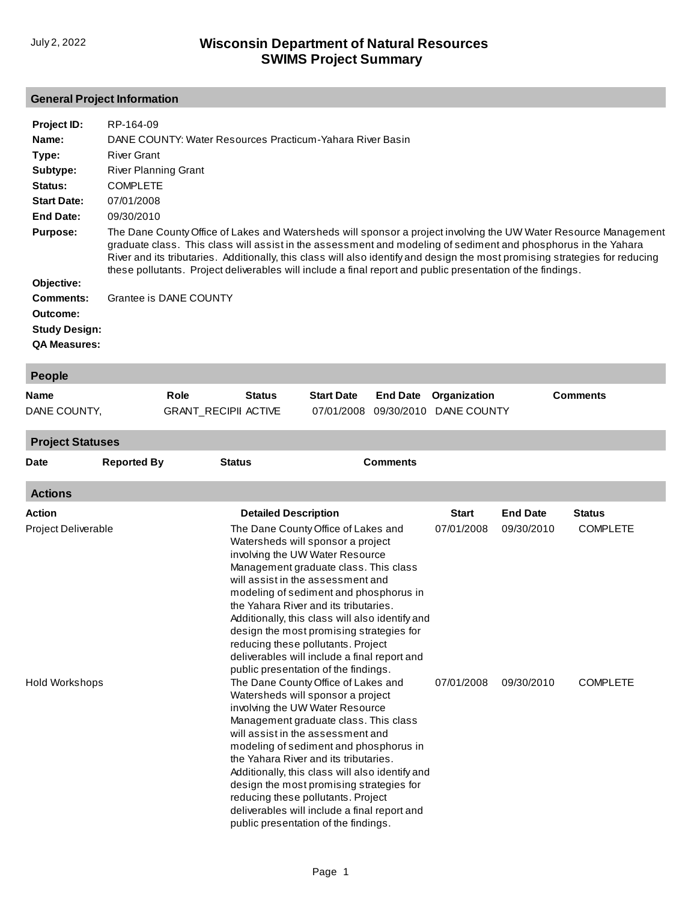July 2, 2022

# Wisconsin Department of Natural Resources
# SWIMS Project Summary

## General Project Information

**Project ID:** RP-164-09

**Name:** DANE COUNTY: Water Resources Practicum-Yahara River Basin

**Type:** River Grant

**Subtype:** River Planning Grant

**Status:** COMPLETE

**Start Date:** 07/01/2008

**End Date:** 09/30/2010

**Purpose:** The Dane County Office of Lakes and Watersheds will sponsor a project involving the UW Water Resource Management graduate class. This class will assist in the assessment and modeling of sediment and phosphorus in the Yahara River and its tributaries. Additionally, this class will also identify and design the most promising strategies for reducing these pollutants. Project deliverables will include a final report and public presentation of the findings.

**Objective:**

**Comments:** Grantee is DANE COUNTY

**Outcome:**

**Study Design:**

**QA Measures:**

## People

| Name | Role | Status | Start Date | End Date | Organization | Comments |
|---|---|---|---|---|---|---|
| DANE COUNTY, | GRANT_RECIPII | ACTIVE | 07/01/2008 | 09/30/2010 | DANE COUNTY | |

## Project Statuses

| Date | Reported By | Status | Comments |
|---|---|---|---|

## Actions

| Action | Detailed Description | Start | End Date | Status |
|---|---|---|---|---|
| Project Deliverable | The Dane County Office of Lakes and Watersheds will sponsor a project involving the UW Water Resource Management graduate class. This class will assist in the assessment and modeling of sediment and phosphorus in the Yahara River and its tributaries. Additionally, this class will also identify and design the most promising strategies for reducing these pollutants. Project deliverables will include a final report and public presentation of the findings. | 07/01/2008 | 09/30/2010 | COMPLETE |
| Hold Workshops | The Dane County Office of Lakes and Watersheds will sponsor a project involving the UW Water Resource Management graduate class. This class will assist in the assessment and modeling of sediment and phosphorus in the Yahara River and its tributaries. Additionally, this class will also identify and design the most promising strategies for reducing these pollutants. Project deliverables will include a final report and public presentation of the findings. | 07/01/2008 | 09/30/2010 | COMPLETE |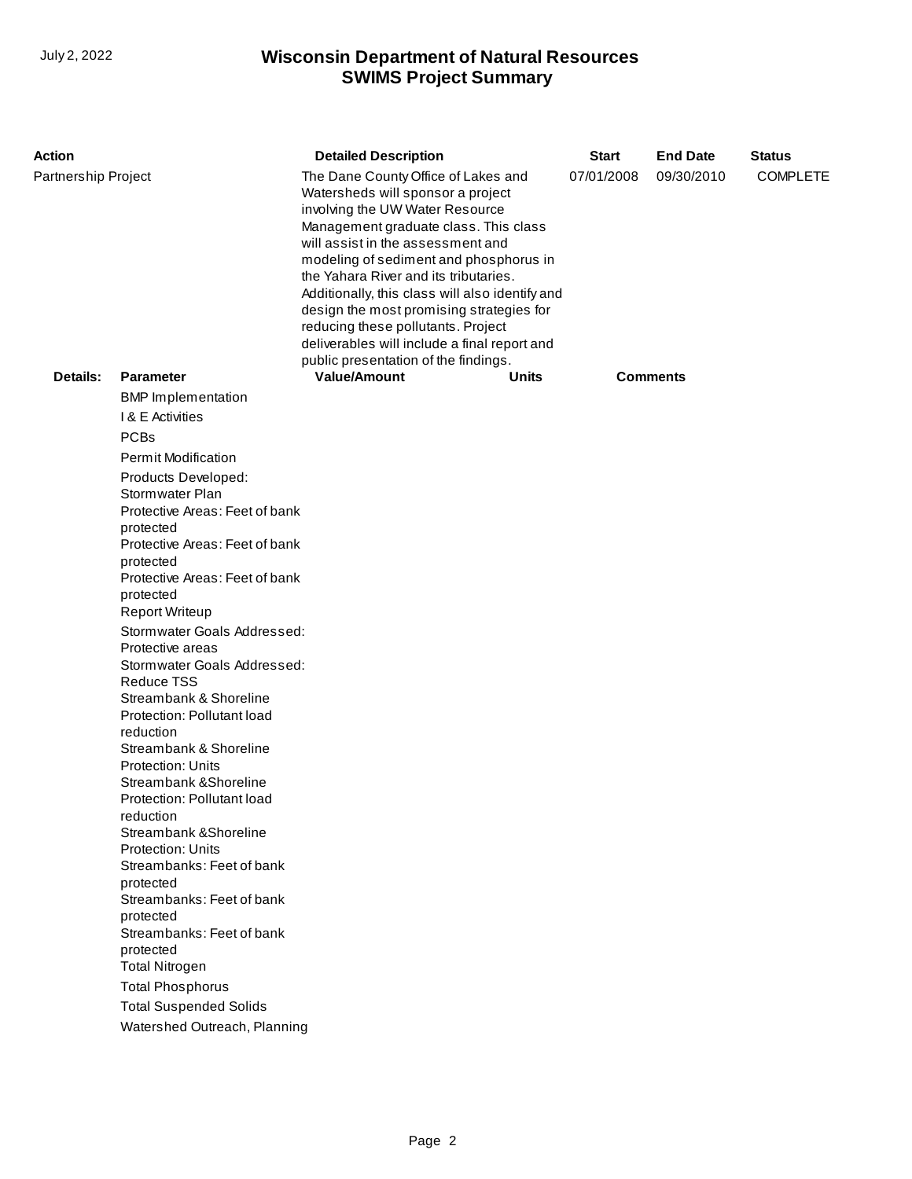| Action | Detailed Description | Start | End Date | Status |
|---|---|---|---|---|
| Partnership Project | The Dane County Office of Lakes and Watersheds will sponsor a project involving the UW Water Resource Management graduate class. This class will assist in the assessment and modeling of sediment and phosphorus in the Yahara River and its tributaries. Additionally, this class will also identify and design the most promising strategies for reducing these pollutants. Project deliverables will include a final report and public presentation of the findings. | 07/01/2008 | 09/30/2010 | COMPLETE |

**Details:**

| Parameter | Value/Amount | Units | Comments |
|---|---|---|---|
| BMP Implementation | | | |
| I & E Activities | | | |
| PCBs | | | |
| Permit Modification | | | |
| Products Developed: Stormwater Plan | | | |
| Protective Areas: Feet of bank protected | | | |
| Protective Areas: Feet of bank protected | | | |
| Protective Areas: Feet of bank protected | | | |
| Report Writeup | | | |
| Stormwater Goals Addressed: Protective areas | | | |
| Stormwater Goals Addressed: Reduce TSS | | | |
| Streambank & Shoreline Protection: Pollutant load reduction | | | |
| Streambank & Shoreline Protection: Units | | | |
| Streambank &Shoreline Protection: Pollutant load reduction | | | |
| Streambank &Shoreline Protection: Units | | | |
| Streambanks: Feet of bank protected | | | |
| Streambanks: Feet of bank protected | | | |
| Streambanks: Feet of bank protected | | | |
| Total Nitrogen | | | |
| Total Phosphorus | | | |
| Total Suspended Solids | | | |
| Watershed Outreach, Planning | | | |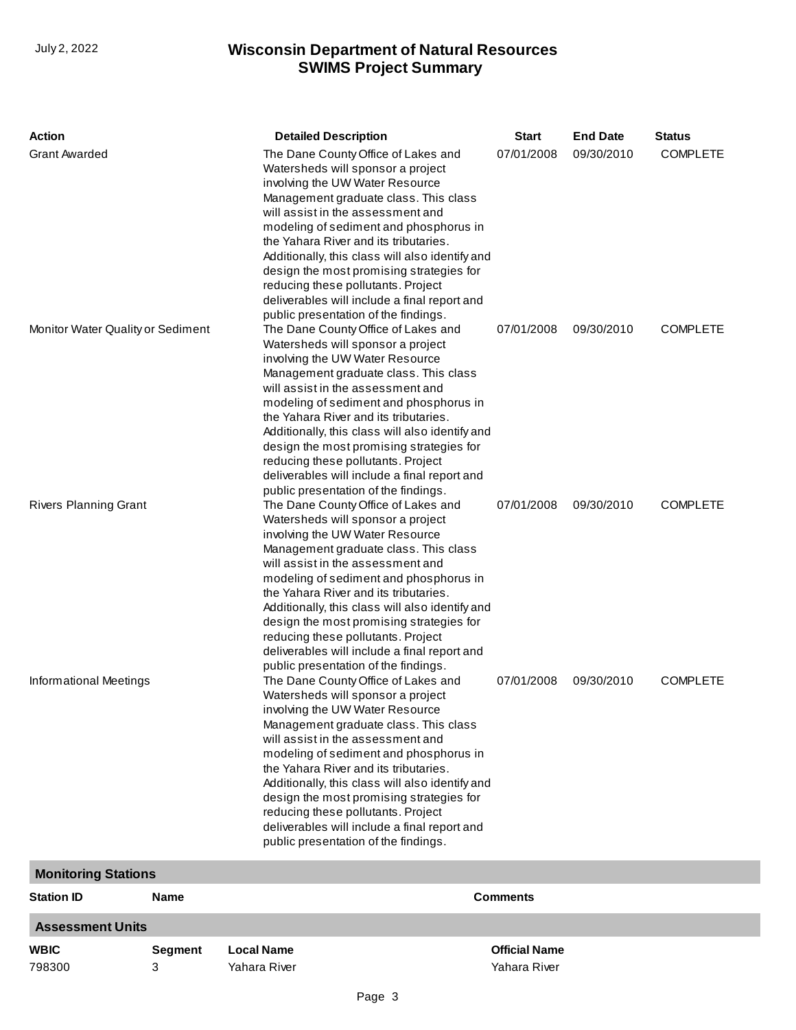| Action | Detailed Description | Start | End Date | Status |
|---|---|---|---|---|
| Grant Awarded | The Dane County Office of Lakes and Watersheds will sponsor a project involving the UW Water Resource Management graduate class. This class will assist in the assessment and modeling of sediment and phosphorus in the Yahara River and its tributaries. Additionally, this class will also identify and design the most promising strategies for reducing these pollutants. Project deliverables will include a final report and public presentation of the findings. | 07/01/2008 | 09/30/2010 | COMPLETE |
| Monitor Water Quality or Sediment | The Dane County Office of Lakes and Watersheds will sponsor a project involving the UW Water Resource Management graduate class. This class will assist in the assessment and modeling of sediment and phosphorus in the Yahara River and its tributaries. Additionally, this class will also identify and design the most promising strategies for reducing these pollutants. Project deliverables will include a final report and public presentation of the findings. | 07/01/2008 | 09/30/2010 | COMPLETE |
| Rivers Planning Grant | The Dane County Office of Lakes and Watersheds will sponsor a project involving the UW Water Resource Management graduate class. This class will assist in the assessment and modeling of sediment and phosphorus in the Yahara River and its tributaries. Additionally, this class will also identify and design the most promising strategies for reducing these pollutants. Project deliverables will include a final report and public presentation of the findings. | 07/01/2008 | 09/30/2010 | COMPLETE |
| Informational Meetings | The Dane County Office of Lakes and Watersheds will sponsor a project involving the UW Water Resource Management graduate class. This class will assist in the assessment and modeling of sediment and phosphorus in the Yahara River and its tributaries. Additionally, this class will also identify and design the most promising strategies for reducing these pollutants. Project deliverables will include a final report and public presentation of the findings. | 07/01/2008 | 09/30/2010 | COMPLETE |

## Monitoring Stations

| Station ID | Name | Comments |
|---|---|---|

## Assessment Units

| WBIC | Segment | Local Name | Official Name |
|---|---|---|---|
| 798300 | 3 | Yahara River | Yahara River |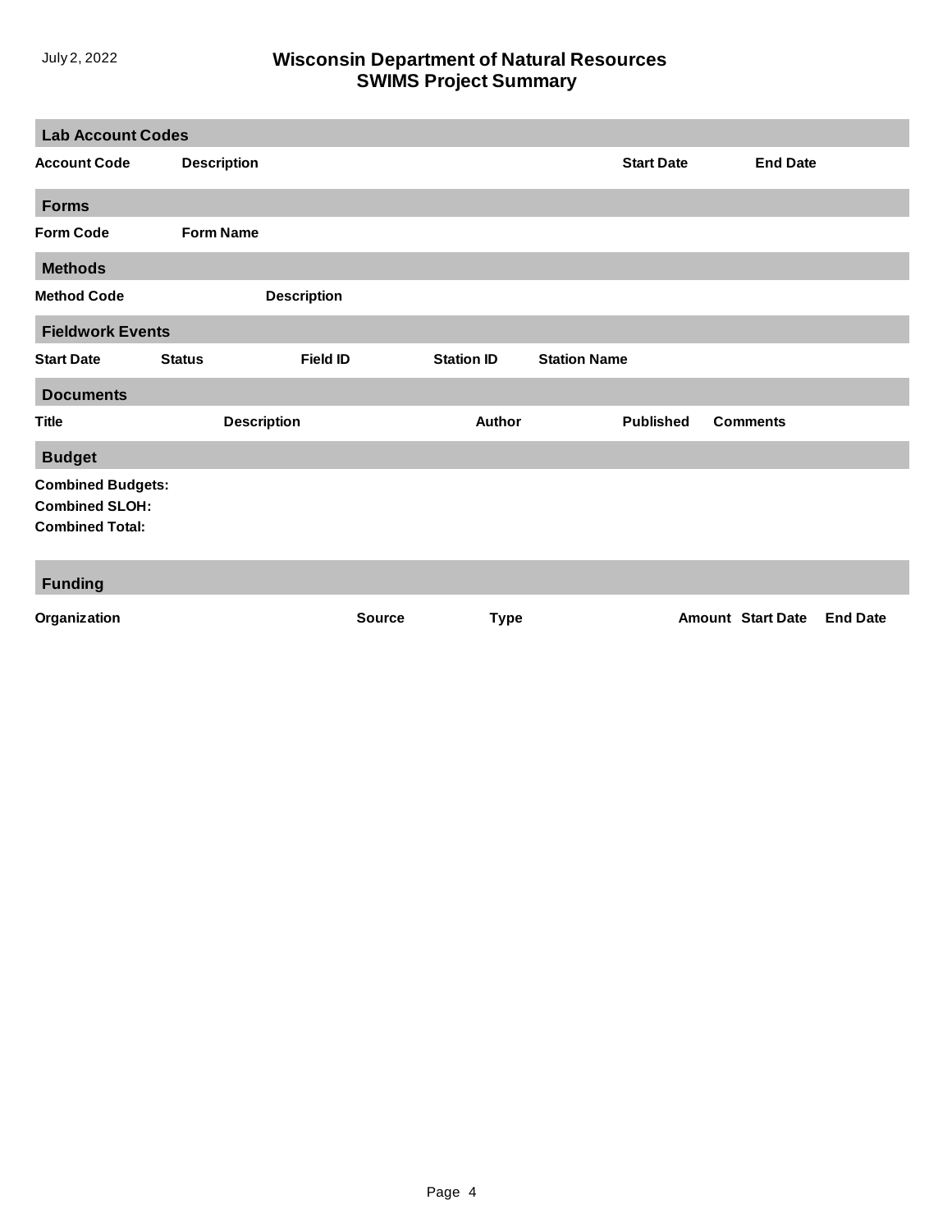## Lab Account Codes

| Account Code | Description | Start Date | End Date |
| --- | --- | --- | --- |

## Forms

| Form Code | Form Name |
| --- | --- |

## Methods

| Method Code | Description |
| --- | --- |

## Fieldwork Events

| Start Date | Status | Field ID | Station ID | Station Name |
| --- | --- | --- | --- | --- |

## Documents

| Title | Description | Author | Published | Comments |
| --- | --- | --- | --- | --- |

## Budget

**Combined Budgets:**

**Combined SLOH:**

**Combined Total:**

## Funding

| Organization | Source | Type | Amount | Start Date | End Date |
| --- | --- | --- | --- | --- | --- |